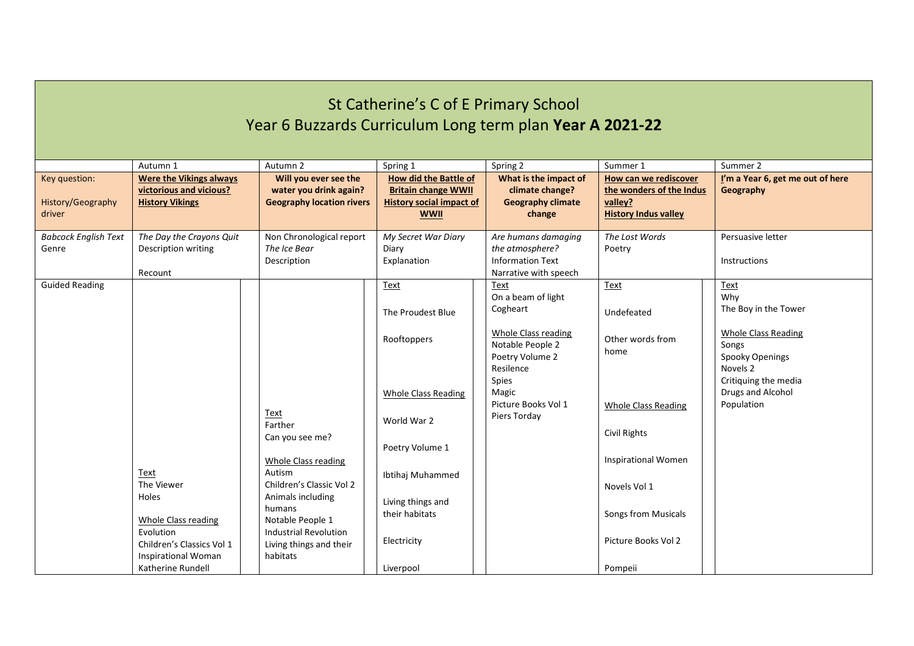# St Catherine's C of E Primary School

## Year 6 Buzzards Curriculum Long term plan **Year A 2021-22**

| | Autumn 1 | Autumn 2 | Spring 1 | Spring 2 | Summer 1 | Summer 2 |
|---|---|---|---|---|---|---|
| Key question:<br><br>History/Geography driver | **Were the Vikings always victorious and vicious?**<br>**History Vikings** | **Will you ever see the water you drink again?**<br>**Geography location rivers** | **How did the Battle of Britain change WWII**<br>**History social impact of WWII** | **What is the impact of climate change?**<br>**Geography climate change** | **How can we rediscover the wonders of the Indus valley?**<br>**History Indus valley** | **I'm a Year 6, get me out of here**<br>**Geography** |
| *Babcock English Text* Genre | *The Day the Crayons Quit*<br>Description writing<br><br>Recount | Non Chronological report<br>*The Ice Bear*<br>Description | *My Secret War Diary*<br>Diary<br>Explanation | *Are humans damaging the atmosphere?*<br>Information Text<br>Narrative with speech | *The Lost Words*<br>Poetry | Persuasive letter<br><br>Instructions |
| Guided Reading | Text<br>The Viewer<br>Holes<br><br>Whole Class reading<br>Evolution<br>Children's Classics Vol 1<br>Inspirational Woman<br>Katherine Rundell | Text<br>Farther<br>Can you see me?<br><br>Whole Class reading<br>Autism<br>Children's Classic Vol 2<br>Animals including humans<br>Notable People 1<br>Industrial Revolution<br>Living things and their habitats | Text<br>The Proudest Blue<br>Rooftoppers<br><br>Whole Class Reading<br>World War 2<br>Poetry Volume 1<br>Ibtihaj Muhammed<br>Living things and their habitats<br>Electricity<br>Liverpool | Text<br>On a beam of light<br>Cogheart<br><br>Whole Class reading<br>Notable People 2<br>Poetry Volume 2<br>Resilence<br>Spies<br>Magic<br>Picture Books Vol 1<br>Piers Torday | Text<br>Undefeated<br>Other words from home<br><br>Whole Class Reading<br>Civil Rights<br>Inspirational Women<br>Novels Vol 1<br>Songs from Musicals<br>Picture Books Vol 2<br>Pompeii | Text<br>Why<br>The Boy in the Tower<br><br>Whole Class Reading<br>Songs<br>Spooky Openings<br>Novels 2<br>Critiquing the media<br>Drugs and Alcohol<br>Population |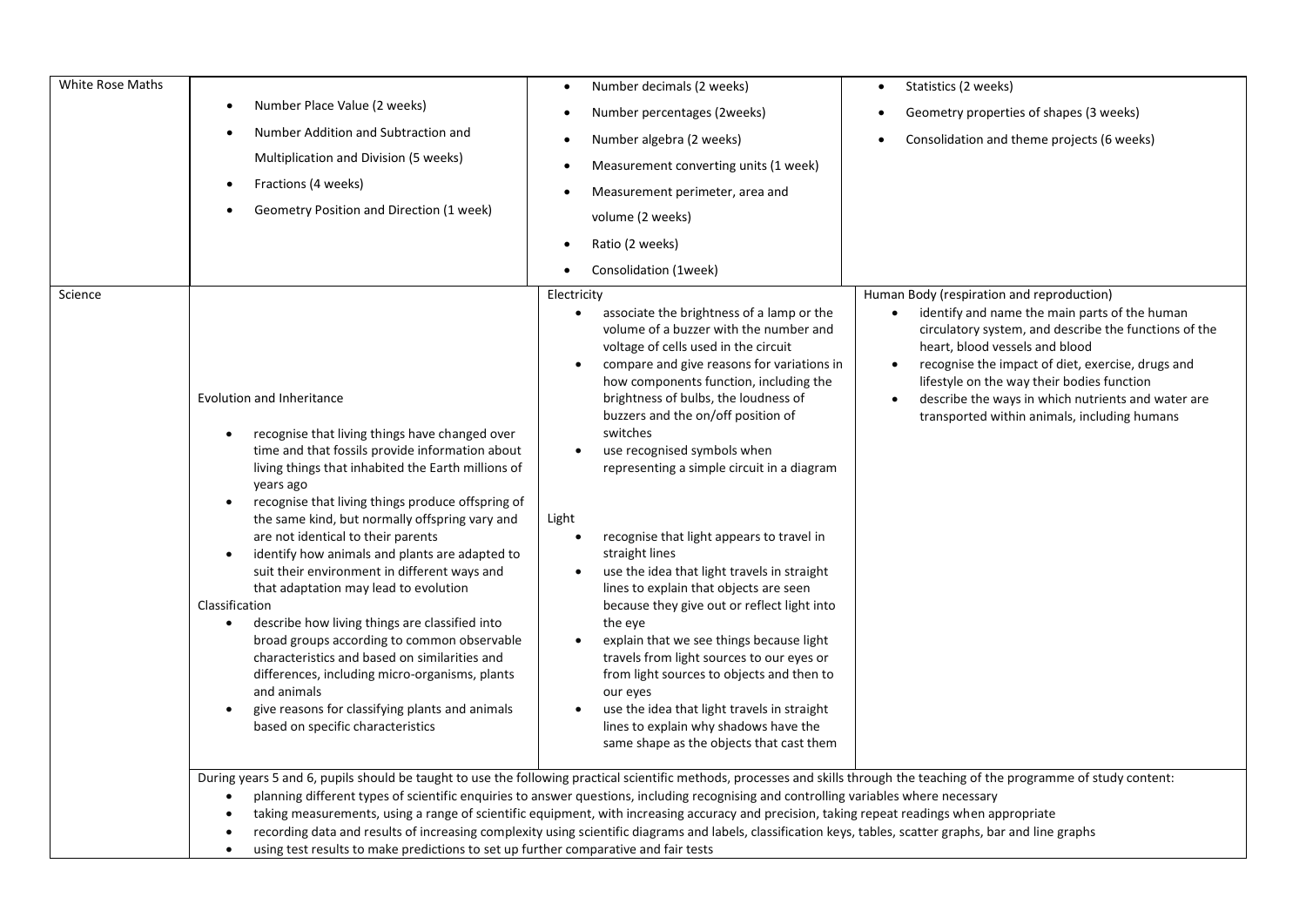| White Rose Maths | <ul><li>Number Place Value (2 weeks)</li><li>Number Addition and Subtraction and Multiplication and Division (5 weeks)</li><li>Fractions (4 weeks)</li><li>Geometry Position and Direction (1 week)</li></ul> | <ul><li>Number decimals (2 weeks)</li><li>Number percentages (2weeks)</li><li>Number algebra (2 weeks)</li><li>Measurement converting units (1 week)</li><li>Measurement perimeter, area and volume (2 weeks)</li><li>Ratio (2 weeks)</li><li>Consolidation (1week)</li></ul> | <ul><li>Statistics (2 weeks)</li><li>Geometry properties of shapes (3 weeks)</li><li>Consolidation and theme projects (6 weeks)</li></ul> |
|---|---|---|---|
| Science | Evolution and Inheritance<ul><li>recognise that living things have changed over time and that fossils provide information about living things that inhabited the Earth millions of years ago</li><li>recognise that living things produce offspring of the same kind, but normally offspring vary and are not identical to their parents</li><li>identify how animals and plants are adapted to suit their environment in different ways and that adaptation may lead to evolution</li></ul>Classification<ul><li>describe how living things are classified into broad groups according to common observable characteristics and based on similarities and differences, including micro-organisms, plants and animals</li><li>give reasons for classifying plants and animals based on specific characteristics</li></ul> | Electricity<ul><li>associate the brightness of a lamp or the volume of a buzzer with the number and voltage of cells used in the circuit</li><li>compare and give reasons for variations in how components function, including the brightness of bulbs, the loudness of buzzers and the on/off position of switches</li><li>use recognised symbols when representing a simple circuit in a diagram</li></ul>Light<ul><li>recognise that light appears to travel in straight lines</li><li>use the idea that light travels in straight lines to explain that objects are seen because they give out or reflect light into the eye</li><li>explain that we see things because light travels from light sources to our eyes or from light sources to objects and then to our eyes</li><li>use the idea that light travels in straight lines to explain why shadows have the same shape as the objects that cast them</li></ul> | Human Body (respiration and reproduction)<ul><li>identify and name the main parts of the human circulatory system, and describe the functions of the heart, blood vessels and blood</li><li>recognise the impact of diet, exercise, drugs and lifestyle on the way their bodies function</li><li>describe the ways in which nutrients and water are transported within animals, including humans</li></ul> |
| | During years 5 and 6, pupils should be taught to use the following practical scientific methods, processes and skills through the teaching of the programme of study content:<ul><li>planning different types of scientific enquiries to answer questions, including recognising and controlling variables where necessary</li><li>taking measurements, using a range of scientific equipment, with increasing accuracy and precision, taking repeat readings when appropriate</li><li>recording data and results of increasing complexity using scientific diagrams and labels, classification keys, tables, scatter graphs, bar and line graphs</li><li>using test results to make predictions to set up further comparative and fair tests</li></ul> | | |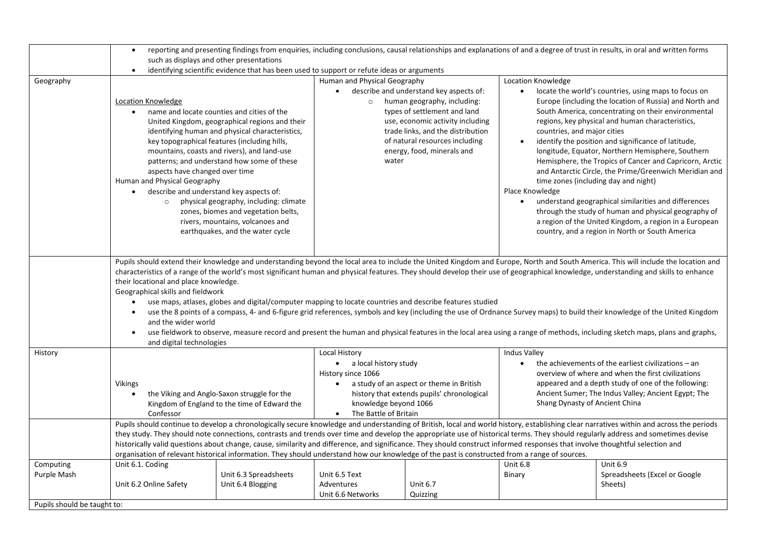|  |  |  |  |  |  |  |
|---|---|---|---|---|---|---|
|  | • reporting and presenting findings from enquiries, including conclusions, causal relationships and explanations of and a degree of trust in results, in oral and written forms such as displays and other presentations<br>• identifying scientific evidence that has been used to support or refute ideas or arguments | | | | | |
| Geography | Location Knowledge<br>• name and locate counties and cities of the United Kingdom, geographical regions and their identifying human and physical characteristics, key topographical features (including hills, mountains, coasts and rivers), and land-use patterns; and understand how some of these aspects have changed over time<br>Human and Physical Geography<br>• describe and understand key aspects of:<br>  ○ physical geography, including: climate zones, biomes and vegetation belts, rivers, mountains, volcanoes and earthquakes, and the water cycle | | Human and Physical Geography<br>• describe and understand key aspects of:<br>  ○ human geography, including: types of settlement and land use, economic activity including trade links, and the distribution of natural resources including energy, food, minerals and water | | Location Knowledge<br>• locate the world's countries, using maps to focus on Europe (including the location of Russia) and North and South America, concentrating on their environmental regions, key physical and human characteristics, countries, and major cities<br>• identify the position and significance of latitude, longitude, Equator, Northern Hemisphere, Southern Hemisphere, the Tropics of Cancer and Capricorn, Arctic and Antarctic Circle, the Prime/Greenwich Meridian and time zones (including day and night)<br>Place Knowledge<br>• understand geographical similarities and differences through the study of human and physical geography of a region of the United Kingdom, a region in a European country, and a region in North or South America | |
|  | Pupils should extend their knowledge and understanding beyond the local area to include the United Kingdom and Europe, North and South America. This will include the location and characteristics of a range of the world's most significant human and physical features. They should develop their use of geographical knowledge, understanding and skills to enhance their locational and place knowledge.<br>Geographical skills and fieldwork<br>• use maps, atlases, globes and digital/computer mapping to locate countries and describe features studied<br>• use the 8 points of a compass, 4- and 6-figure grid references, symbols and key (including the use of Ordnance Survey maps) to build their knowledge of the United Kingdom and the wider world<br>• use fieldwork to observe, measure record and present the human and physical features in the local area using a range of methods, including sketch maps, plans and graphs, and digital technologies | | | | | |
| History | Vikings<br>• the Viking and Anglo-Saxon struggle for the Kingdom of England to the time of Edward the Confessor | | Local History<br>• a local history study<br>History since 1066<br>• a study of an aspect or theme in British history that extends pupils' chronological knowledge beyond 1066<br>• The Battle of Britain | | Indus Valley<br>• the achievements of the earliest civilizations – an overview of where and when the first civilizations appeared and a depth study of one of the following: Ancient Sumer; The Indus Valley; Ancient Egypt; The Shang Dynasty of Ancient China | |
|  | Pupils should continue to develop a chronologically secure knowledge and understanding of British, local and world history, establishing clear narratives within and across the periods they study. They should note connections, contrasts and trends over time and develop the appropriate use of historical terms. They should regularly address and sometimes devise historically valid questions about change, cause, similarity and difference, and significance. They should construct informed responses that involve thoughtful selection and organisation of relevant historical information. They should understand how our knowledge of the past is constructed from a range of sources. | | | | | |
| Computing<br>Purple Mash | Unit 6.1. Coding<br><br>Unit 6.2 Online Safety | Unit 6.3 Spreadsheets<br>Unit 6.4 Blogging | Unit 6.5 Text Adventures<br>Unit 6.6 Networks | Unit 6.7<br>Quizzing | Unit 6.8<br>Binary | Unit 6.9<br>Spreadsheets (Excel or Google Sheets) |
| Pupils should be taught to: | | | | | | |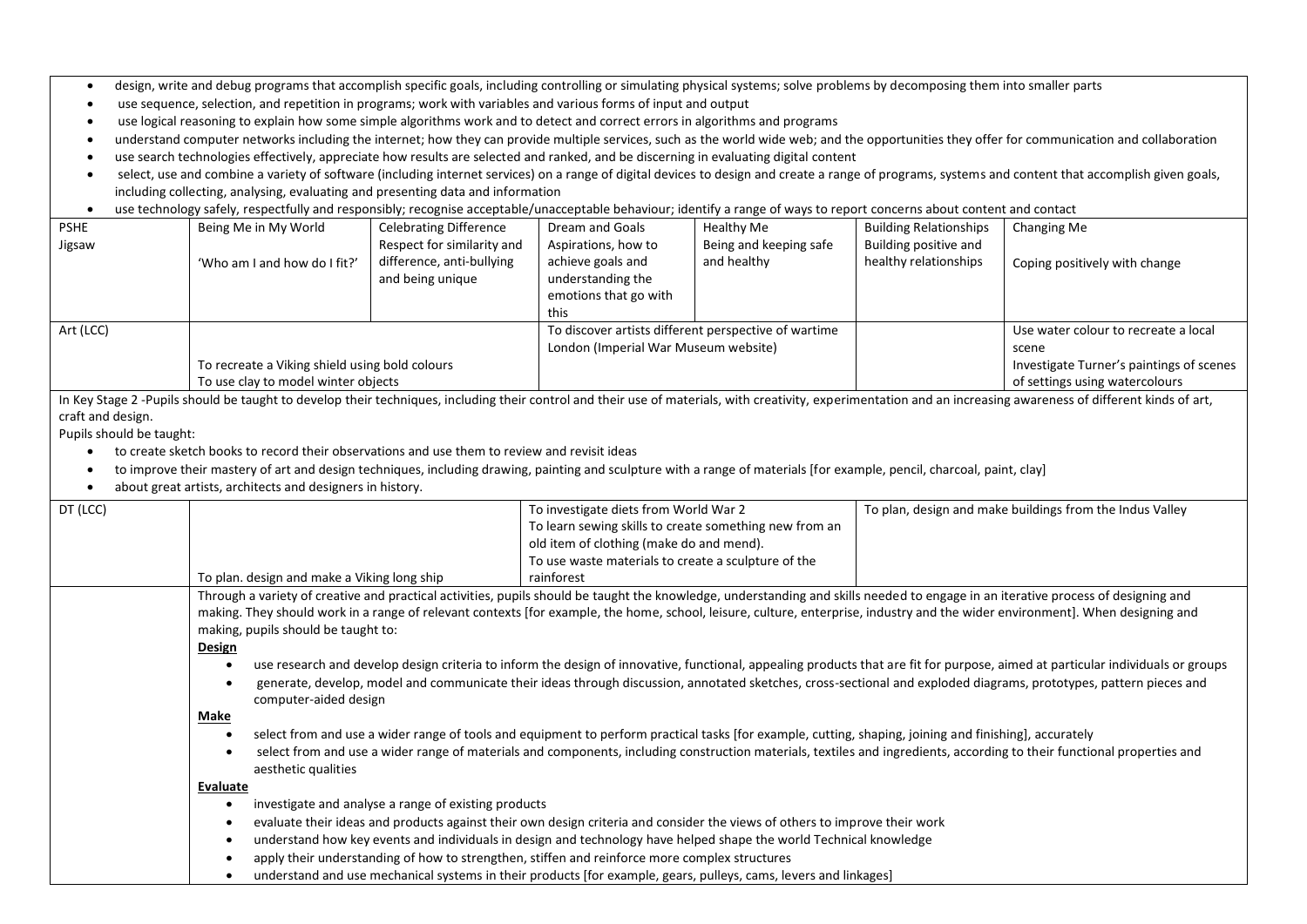- design, write and debug programs that accomplish specific goals, including controlling or simulating physical systems; solve problems by decomposing them into smaller parts
- use sequence, selection, and repetition in programs; work with variables and various forms of input and output
- use logical reasoning to explain how some simple algorithms work and to detect and correct errors in algorithms and programs
- understand computer networks including the internet; how they can provide multiple services, such as the world wide web; and the opportunities they offer for communication and collaboration
- use search technologies effectively, appreciate how results are selected and ranked, and be discerning in evaluating digital content
- select, use and combine a variety of software (including internet services) on a range of digital devices to design and create a range of programs, systems and content that accomplish given goals, including collecting, analysing, evaluating and presenting data and information
- use technology safely, respectfully and responsibly; recognise acceptable/unacceptable behaviour; identify a range of ways to report concerns about content and contact

| PSHE Jigsaw | Being Me in My World<br>'Who am I and how do I fit?' | Celebrating Difference<br>Respect for similarity and difference, anti-bullying and being unique | Dream and Goals<br>Aspirations, how to achieve goals and understanding the emotions that go with this | Healthy Me<br>Being and keeping safe and healthy | Building Relationships<br>Building positive and healthy relationships | Changing Me<br>Coping positively with change |
|---|---|---|---|---|---|---|
| Art (LCC) | To recreate a Viking shield using bold colours<br>To use clay to model winter objects | | To discover artists different perspective of wartime London (Imperial War Museum website) | | | Use water colour to recreate a local scene<br>Investigate Turner's paintings of scenes of settings using watercolours |

In Key Stage 2 -Pupils should be taught to develop their techniques, including their control and their use of materials, with creativity, experimentation and an increasing awareness of different kinds of art, craft and design.

Pupils should be taught:

- to create sketch books to record their observations and use them to review and revisit ideas
- to improve their mastery of art and design techniques, including drawing, painting and sculpture with a range of materials [for example, pencil, charcoal, paint, clay]
- about great artists, architects and designers in history.

| DT (LCC) | To plan. design and make a Viking long ship | To investigate diets from World War 2<br>To learn sewing skills to create something new from an old item of clothing (make do and mend).<br>To use waste materials to create a sculpture of the rainforest | To plan, design and make buildings from the Indus Valley |
|---|---|---|---|

Through a variety of creative and practical activities, pupils should be taught the knowledge, understanding and skills needed to engage in an iterative process of designing and making. They should work in a range of relevant contexts [for example, the home, school, leisure, culture, enterprise, industry and the wider environment]. When designing and making, pupils should be taught to:

**Design**

- use research and develop design criteria to inform the design of innovative, functional, appealing products that are fit for purpose, aimed at particular individuals or groups
- generate, develop, model and communicate their ideas through discussion, annotated sketches, cross-sectional and exploded diagrams, prototypes, pattern pieces and computer-aided design

**Make**

- select from and use a wider range of tools and equipment to perform practical tasks [for example, cutting, shaping, joining and finishing], accurately
- select from and use a wider range of materials and components, including construction materials, textiles and ingredients, according to their functional properties and aesthetic qualities

**Evaluate**

- investigate and analyse a range of existing products
- evaluate their ideas and products against their own design criteria and consider the views of others to improve their work
- understand how key events and individuals in design and technology have helped shape the world Technical knowledge
- apply their understanding of how to strengthen, stiffen and reinforce more complex structures
- understand and use mechanical systems in their products [for example, gears, pulleys, cams, levers and linkages]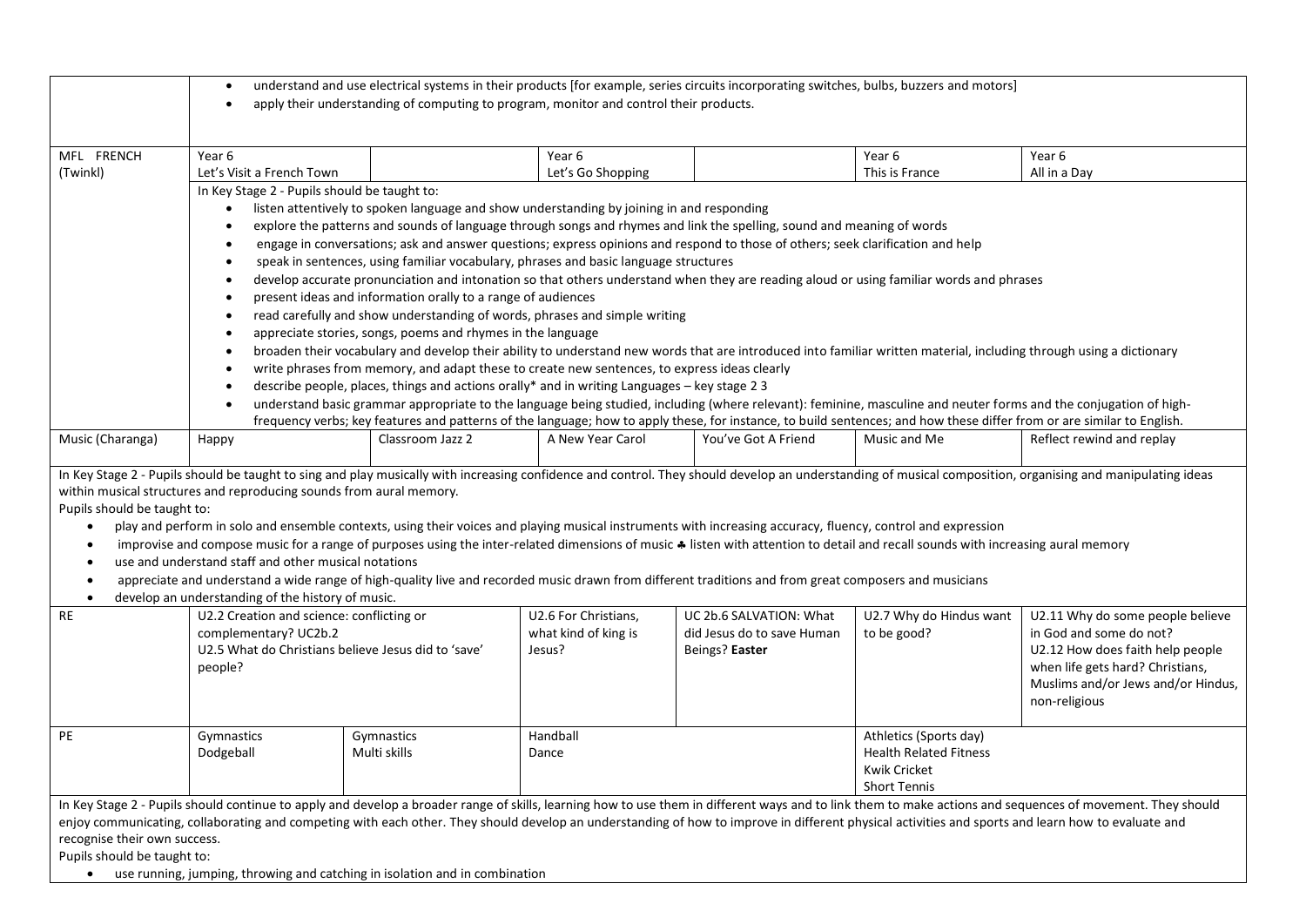| | | | | | | |
|---|---|---|---|---|---|---|
| | • understand and use electrical systems in their products [for example, series circuits incorporating switches, bulbs, buzzers and motors]<br>• apply their understanding of computing to program, monitor and control their products. | | | | | |
| MFL FRENCH (Twinkl) | Year 6<br>Let's Visit a French Town | | Year 6<br>Let's Go Shopping | | Year 6<br>This is France | Year 6<br>All in a Day |
| | In Key Stage 2 - Pupils should be taught to:<br>• listen attentively to spoken language and show understanding by joining in and responding<br>• explore the patterns and sounds of language through songs and rhymes and link the spelling, sound and meaning of words<br>• engage in conversations; ask and answer questions; express opinions and respond to those of others; seek clarification and help<br>• speak in sentences, using familiar vocabulary, phrases and basic language structures<br>• develop accurate pronunciation and intonation so that others understand when they are reading aloud or using familiar words and phrases<br>• present ideas and information orally to a range of audiences<br>• read carefully and show understanding of words, phrases and simple writing<br>• appreciate stories, songs, poems and rhymes in the language<br>• broaden their vocabulary and develop their ability to understand new words that are introduced into familiar written material, including through using a dictionary<br>• write phrases from memory, and adapt these to create new sentences, to express ideas clearly<br>• describe people, places, things and actions orally* and in writing Languages – key stage 2 3<br>• understand basic grammar appropriate to the language being studied, including (where relevant): feminine, masculine and neuter forms and the conjugation of high-frequency verbs; key features and patterns of the language; how to apply these, for instance, to build sentences; and how these differ from or are similar to English. | | | | | |
| Music (Charanga) | Happy | Classroom Jazz 2 | A New Year Carol | You've Got A Friend | Music and Me | Reflect rewind and replay |
| In Key Stage 2 - Pupils should be taught to sing and play musically with increasing confidence and control. They should develop an understanding of musical composition, organising and manipulating ideas within musical structures and reproducing sounds from aural memory.<br>Pupils should be taught to:<br>• play and perform in solo and ensemble contexts, using their voices and playing musical instruments with increasing accuracy, fluency, control and expression<br>• improvise and compose music for a range of purposes using the inter-related dimensions of music ♣ listen with attention to detail and recall sounds with increasing aural memory<br>• use and understand staff and other musical notations<br>• appreciate and understand a wide range of high-quality live and recorded music drawn from different traditions and from great composers and musicians<br>• develop an understanding of the history of music. | | | | | | |
| RE | U2.2 Creation and science: conflicting or complementary? UC2b.2<br>U2.5 What do Christians believe Jesus did to 'save' people? | | U2.6 For Christians, what kind of king is Jesus? | UC 2b.6 SALVATION: What did Jesus do to save Human Beings? **Easter** | U2.7 Why do Hindus want to be good? | U2.11 Why do some people believe in God and some do not?<br>U2.12 How does faith help people when life gets hard? Christians, Muslims and/or Jews and/or Hindus, non-religious |
| PE | Gymnastics<br>Dodgeball | Gymnastics<br>Multi skills | Handball<br>Dance | | Athletics (Sports day)<br>Health Related Fitness<br>Kwik Cricket<br>Short Tennis | |
| In Key Stage 2 - Pupils should continue to apply and develop a broader range of skills, learning how to use them in different ways and to link them to make actions and sequences of movement. They should enjoy communicating, collaborating and competing with each other. They should develop an understanding of how to improve in different physical activities and sports and learn how to evaluate and recognise their own success.<br>Pupils should be taught to:<br>• use running, jumping, throwing and catching in isolation and in combination | | | | | | |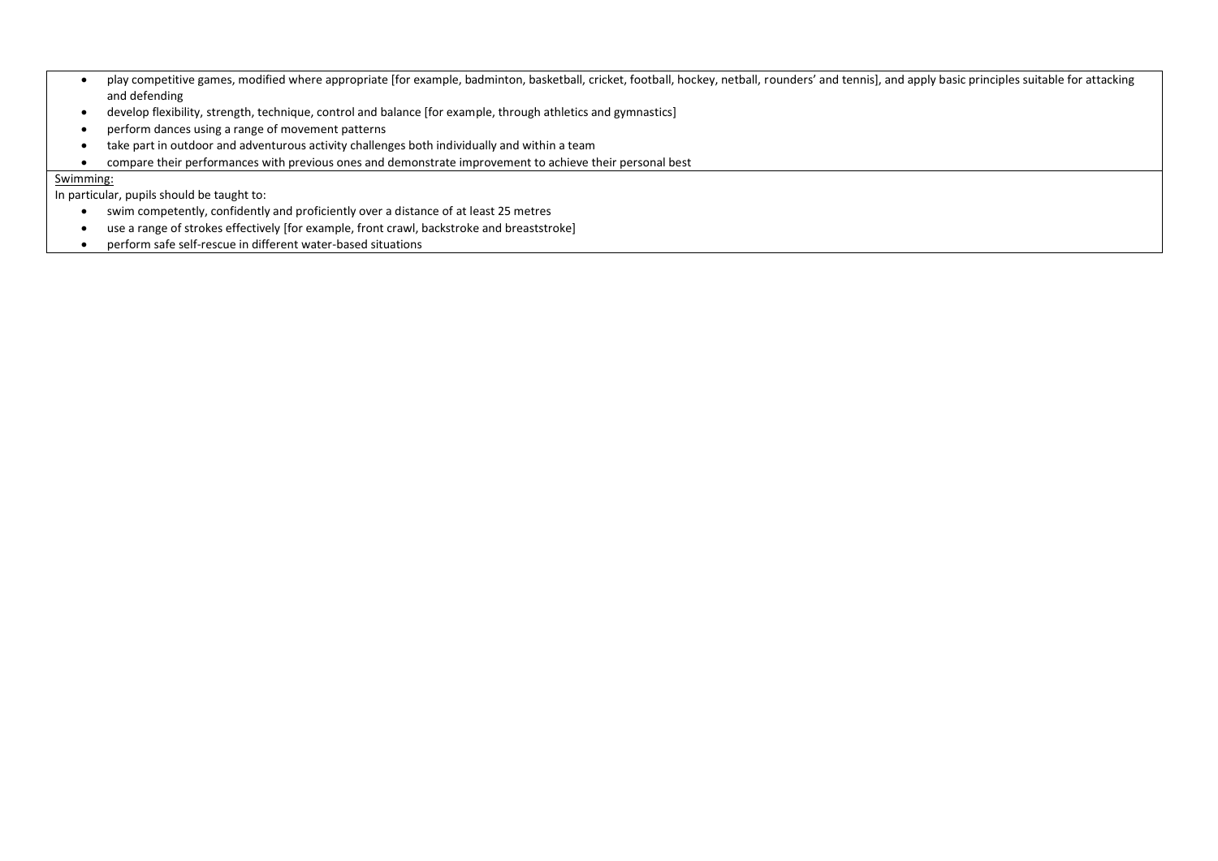- play competitive games, modified where appropriate [for example, badminton, basketball, cricket, football, hockey, netball, rounders' and tennis], and apply basic principles suitable for attacking and defending
- develop flexibility, strength, technique, control and balance [for example, through athletics and gymnastics]
- perform dances using a range of movement patterns
- take part in outdoor and adventurous activity challenges both individually and within a team
- compare their performances with previous ones and demonstrate improvement to achieve their personal best

<u>Swimming:</u>

In particular, pupils should be taught to:

- swim competently, confidently and proficiently over a distance of at least 25 metres
- use a range of strokes effectively [for example, front crawl, backstroke and breaststroke]
- perform safe self-rescue in different water-based situations